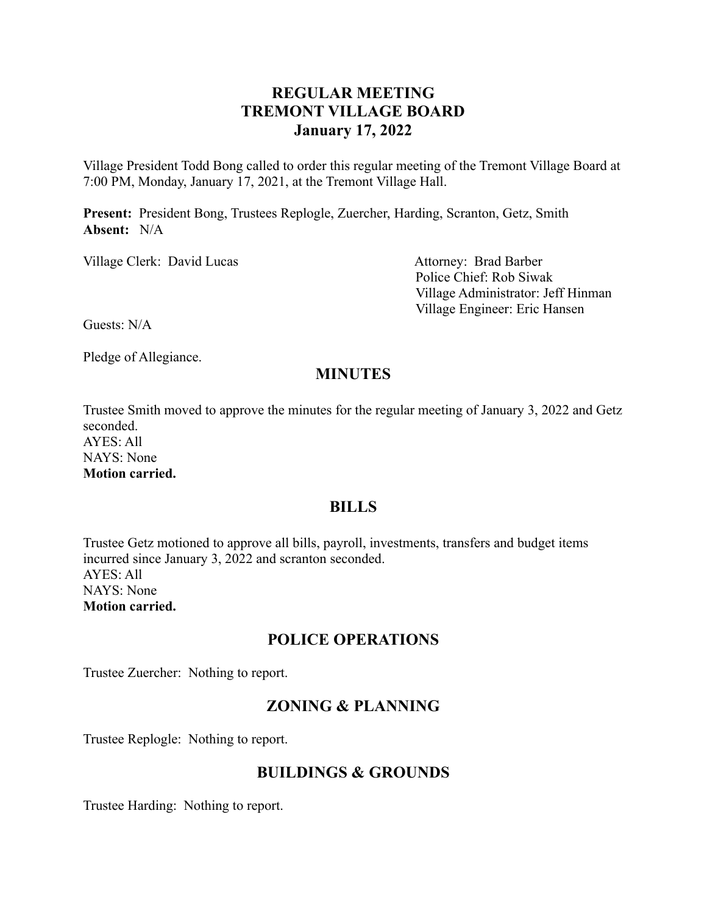# REGULAR MEETING
# TREMONT VILLAGE BOARD
# January 17, 2022

Village President Todd Bong called to order this regular meeting of the Tremont Village Board at 7:00 PM, Monday, January 17, 2021, at the Tremont Village Hall.

**Present:** President Bong, Trustees Replogle, Zuercher, Harding, Scranton, Getz, Smith
**Absent:** N/A

Village Clerk: David Lucas

Attorney: Brad Barber
Police Chief: Rob Siwak
Village Administrator: Jeff Hinman
Village Engineer: Eric Hansen

Guests: N/A

Pledge of Allegiance.

## MINUTES

Trustee Smith moved to approve the minutes for the regular meeting of January 3, 2022 and Getz seconded.
AYES: All
NAYS: None
**Motion carried.**

## BILLS

Trustee Getz motioned to approve all bills, payroll, investments, transfers and budget items incurred since January 3, 2022 and scranton seconded.
AYES: All
NAYS: None
**Motion carried.**

## POLICE OPERATIONS

Trustee Zuercher: Nothing to report.

## ZONING & PLANNING

Trustee Replogle: Nothing to report.

## BUILDINGS & GROUNDS

Trustee Harding: Nothing to report.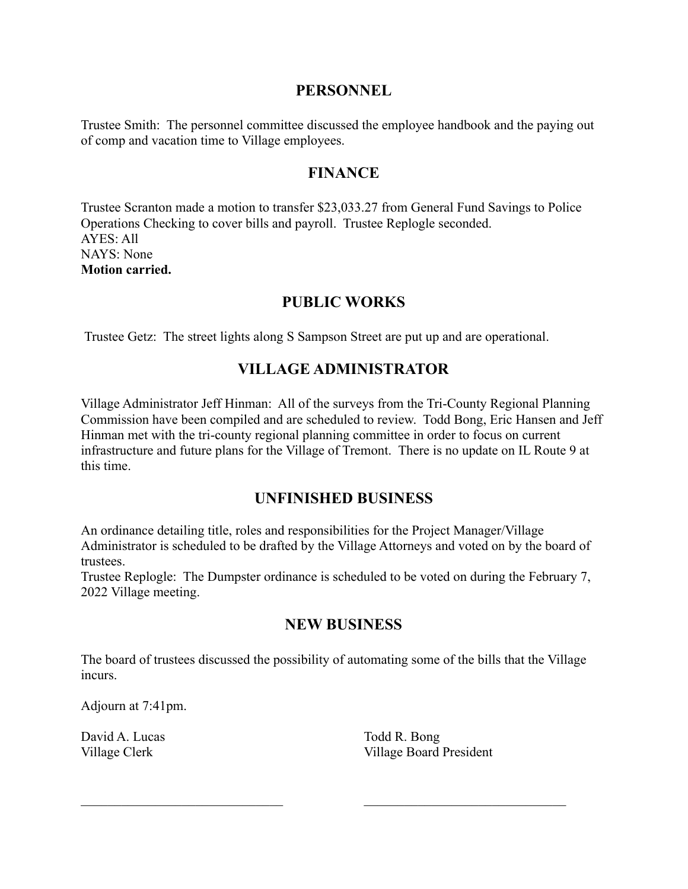## PERSONNEL

Trustee Smith: The personnel committee discussed the employee handbook and the paying out of comp and vacation time to Village employees.

## FINANCE

Trustee Scranton made a motion to transfer $23,033.27 from General Fund Savings to Police Operations Checking to cover bills and payroll. Trustee Replogle seconded.
AYES: All
NAYS: None
**Motion carried.**

## PUBLIC WORKS

Trustee Getz: The street lights along S Sampson Street are put up and are operational.

## VILLAGE ADMINISTRATOR

Village Administrator Jeff Hinman: All of the surveys from the Tri-County Regional Planning Commission have been compiled and are scheduled to review. Todd Bong, Eric Hansen and Jeff Hinman met with the tri-county regional planning committee in order to focus on current infrastructure and future plans for the Village of Tremont. There is no update on IL Route 9 at this time.

## UNFINISHED BUSINESS

An ordinance detailing title, roles and responsibilities for the Project Manager/Village Administrator is scheduled to be drafted by the Village Attorneys and voted on by the board of trustees.
Trustee Replogle: The Dumpster ordinance is scheduled to be voted on during the February 7, 2022 Village meeting.

## NEW BUSINESS

The board of trustees discussed the possibility of automating some of the bills that the Village incurs.

Adjourn at 7:41pm.

David A. Lucas
Village Clerk

\_\_\_\_\_\_\_\_\_\_\_\_\_\_\_\_\_\_\_\_\_\_\_\_\_\_\_\_\_\_

Todd R. Bong
Village Board President

\_\_\_\_\_\_\_\_\_\_\_\_\_\_\_\_\_\_\_\_\_\_\_\_\_\_\_\_\_\_